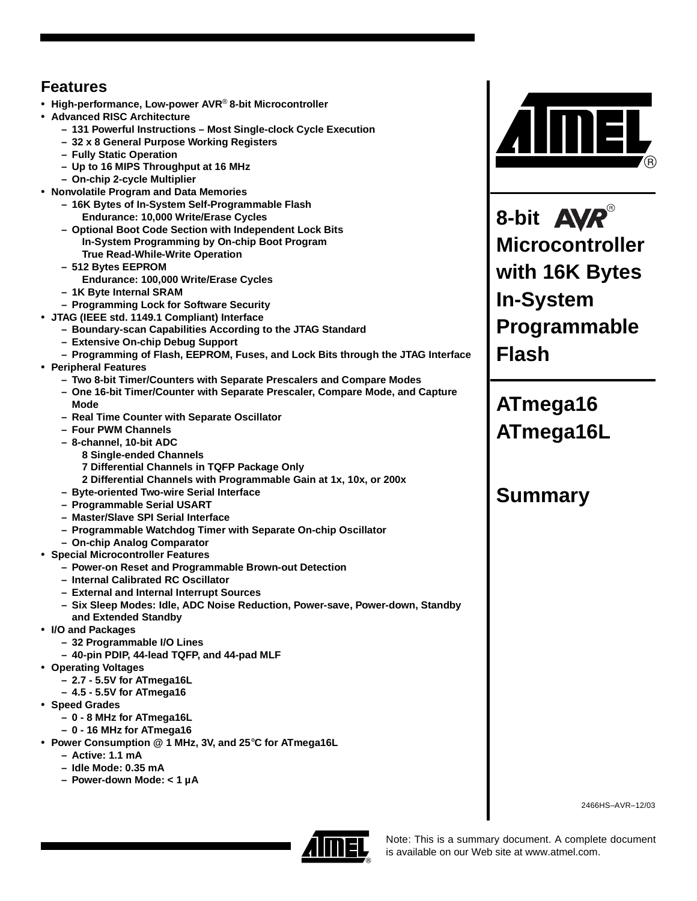## Features

- **High-performance, Low-power AVR® 8-bit Microcontroller**
- **Advanced RISC Architecture**
  - **131 Powerful Instructions – Most Single-clock Cycle Execution**
  - **32 x 8 General Purpose Working Registers**
  - **Fully Static Operation**
  - **Up to 16 MIPS Throughput at 16 MHz**
  - **On-chip 2-cycle Multiplier**
- **Nonvolatile Program and Data Memories**
  - **16K Bytes of In-System Self-Programmable Flash**
    **Endurance: 10,000 Write/Erase Cycles**
  - **Optional Boot Code Section with Independent Lock Bits**
    **In-System Programming by On-chip Boot Program**
    **True Read-While-Write Operation**
  - **512 Bytes EEPROM**
    **Endurance: 100,000 Write/Erase Cycles**
  - **1K Byte Internal SRAM**
  - **Programming Lock for Software Security**
- **JTAG (IEEE std. 1149.1 Compliant) Interface**
  - **Boundary-scan Capabilities According to the JTAG Standard**
  - **Extensive On-chip Debug Support**
  - **Programming of Flash, EEPROM, Fuses, and Lock Bits through the JTAG Interface**
- **Peripheral Features**
  - **Two 8-bit Timer/Counters with Separate Prescalers and Compare Modes**
  - **One 16-bit Timer/Counter with Separate Prescaler, Compare Mode, and Capture Mode**
  - **Real Time Counter with Separate Oscillator**
  - **Four PWM Channels**
  - **8-channel, 10-bit ADC**
    **8 Single-ended Channels**
    **7 Differential Channels in TQFP Package Only**
    **2 Differential Channels with Programmable Gain at 1x, 10x, or 200x**
  - **Byte-oriented Two-wire Serial Interface**
  - **Programmable Serial USART**
  - **Master/Slave SPI Serial Interface**
  - **Programmable Watchdog Timer with Separate On-chip Oscillator**
  - **On-chip Analog Comparator**
- **Special Microcontroller Features**
  - **Power-on Reset and Programmable Brown-out Detection**
  - **Internal Calibrated RC Oscillator**
  - **External and Internal Interrupt Sources**
  - **Six Sleep Modes: Idle, ADC Noise Reduction, Power-save, Power-down, Standby and Extended Standby**
- **I/O and Packages**
  - **32 Programmable I/O Lines**
  - **40-pin PDIP, 44-lead TQFP, and 44-pad MLF**
- **Operating Voltages**
  - **2.7 - 5.5V for ATmega16L**
  - **4.5 - 5.5V for ATmega16**
- **Speed Grades**
  - **0 - 8 MHz for ATmega16L**
  - **0 - 16 MHz for ATmega16**
- **Power Consumption @ 1 MHz, 3V, and 25°C for ATmega16L**
  - **Active: 1.1 mA**
  - **Idle Mode: 0.35 mA**
  - **Power-down Mode: < 1 µA**

# 8-bit AVR® Microcontroller with 16K Bytes In-System Programmable Flash

# ATmega16 ATmega16L

# Summary

2466HS–AVR–12/03

Note: This is a summary document. A complete document is available on our Web site at www.atmel.com.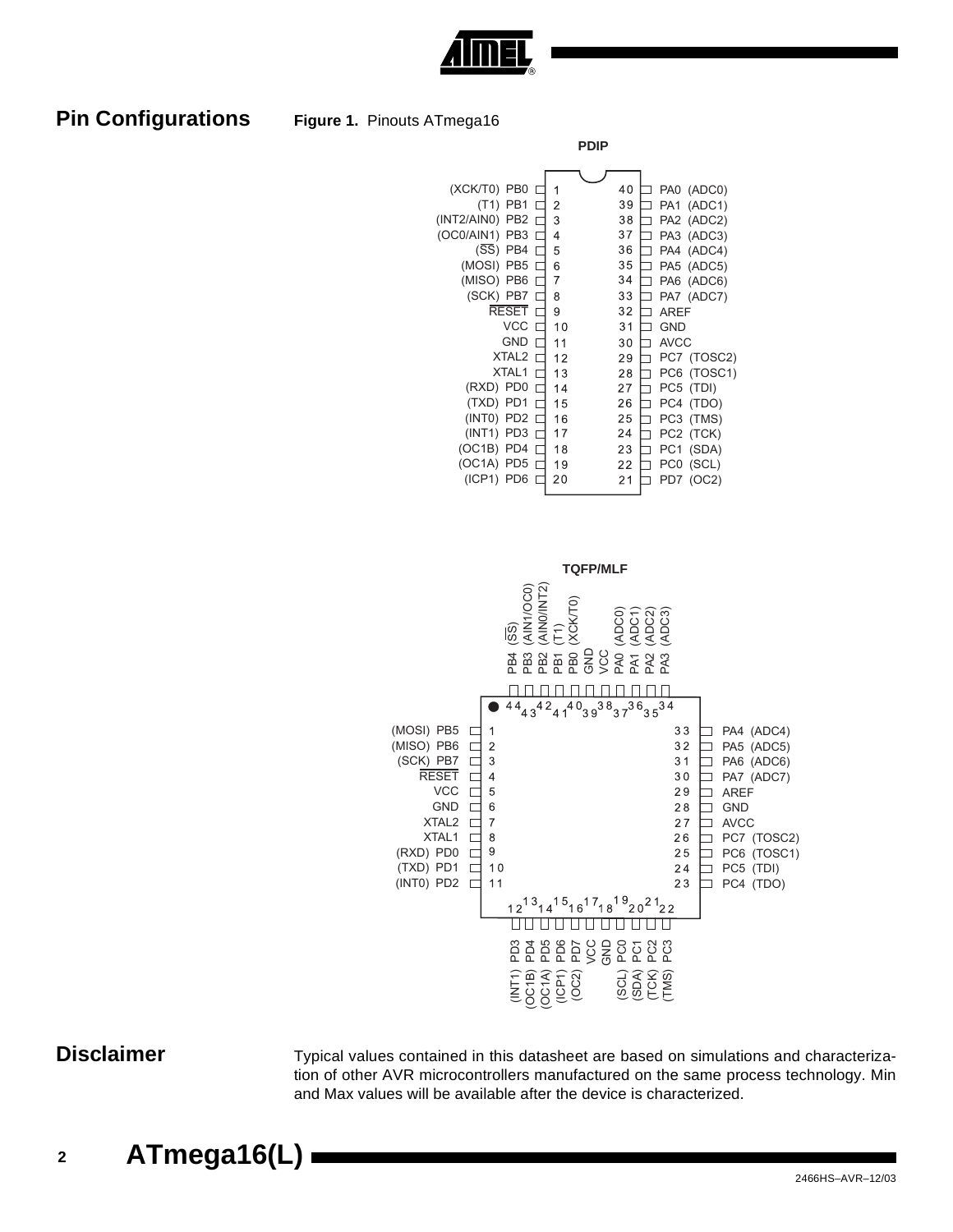## Pin Configurations

**Figure 1.** Pinouts ATmega16

**PDIP**

| Signal | Pin | Pin | Signal |
|---|---|---|---|
| (XCK/T0) PB0 | 1 | 40 | PA0 (ADC0) |
| (T1) PB1 | 2 | 39 | PA1 (ADC1) |
| (INT2/AIN0) PB2 | 3 | 38 | PA2 (ADC2) |
| (OC0/AIN1) PB3 | 4 | 37 | PA3 (ADC3) |
| (SS) PB4 | 5 | 36 | PA4 (ADC4) |
| (MOSI) PB5 | 6 | 35 | PA5 (ADC5) |
| (MISO) PB6 | 7 | 34 | PA6 (ADC6) |
| (SCK) PB7 | 8 | 33 | PA7 (ADC7) |
| RESET | 9 | 32 | AREF |
| VCC | 10 | 31 | GND |
| GND | 11 | 30 | AVCC |
| XTAL2 | 12 | 29 | PC7 (TOSC2) |
| XTAL1 | 13 | 28 | PC6 (TOSC1) |
| (RXD) PD0 | 14 | 27 | PC5 (TDI) |
| (TXD) PD1 | 15 | 26 | PC4 (TDO) |
| (INT0) PD2 | 16 | 25 | PC3 (TMS) |
| (INT1) PD3 | 17 | 24 | PC2 (TCK) |
| (OC1B) PD4 | 18 | 23 | PC1 (SDA) |
| (OC1A) PD5 | 19 | 22 | PC0 (SCL) |
| (ICP1) PD6 | 20 | 21 | PD7 (OC2) |

**TQFP/MLF**

| Pin | Signal | Pin | Signal |
|---|---|---|---|
| 1 | (MOSI) PB5 | 23 | PC4 (TDO) |
| 2 | (MISO) PB6 | 24 | PC5 (TDI) |
| 3 | (SCK) PB7 | 25 | PC6 (TOSC1) |
| 4 | RESET | 26 | PC7 (TOSC2) |
| 5 | VCC | 27 | AVCC |
| 6 | GND | 28 | GND |
| 7 | XTAL2 | 29 | AREF |
| 8 | XTAL1 | 30 | PA7 (ADC7) |
| 9 | (RXD) PD0 | 31 | PA6 (ADC6) |
| 10 | (TXD) PD1 | 32 | PA5 (ADC5) |
| 11 | (INT0) PD2 | 33 | PA4 (ADC4) |
| 12 | (INT1) PD3 | 34 | PA3 (ADC3) |
| 13 | (OC1B) PD4 | 35 | PA2 (ADC2) |
| 14 | (OC1A) PD5 | 36 | PA1 (ADC1) |
| 15 | (ICP1) PD6 | 37 | PA0 (ADC0) |
| 16 | (OC2) PD7 | 38 | VCC |
| 17 | VCC | 39 | GND |
| 18 | GND | 40 | PB0 (XCK/T0) |
| 19 | (SCL) PC0 | 41 | PB1 (T1) |
| 20 | (SDA) PC1 | 42 | PB2 (AIN0/INT2) |
| 21 | (TCK) PC2 | 43 | PB3 (AIN1/OC0) |
| 22 | (TMS) PC3 | 44 | PB4 (SS) |

## Disclaimer

Typical values contained in this datasheet are based on simulations and characterization of other AVR microcontrollers manufactured on the same process technology. Min and Max values will be available after the device is characterized.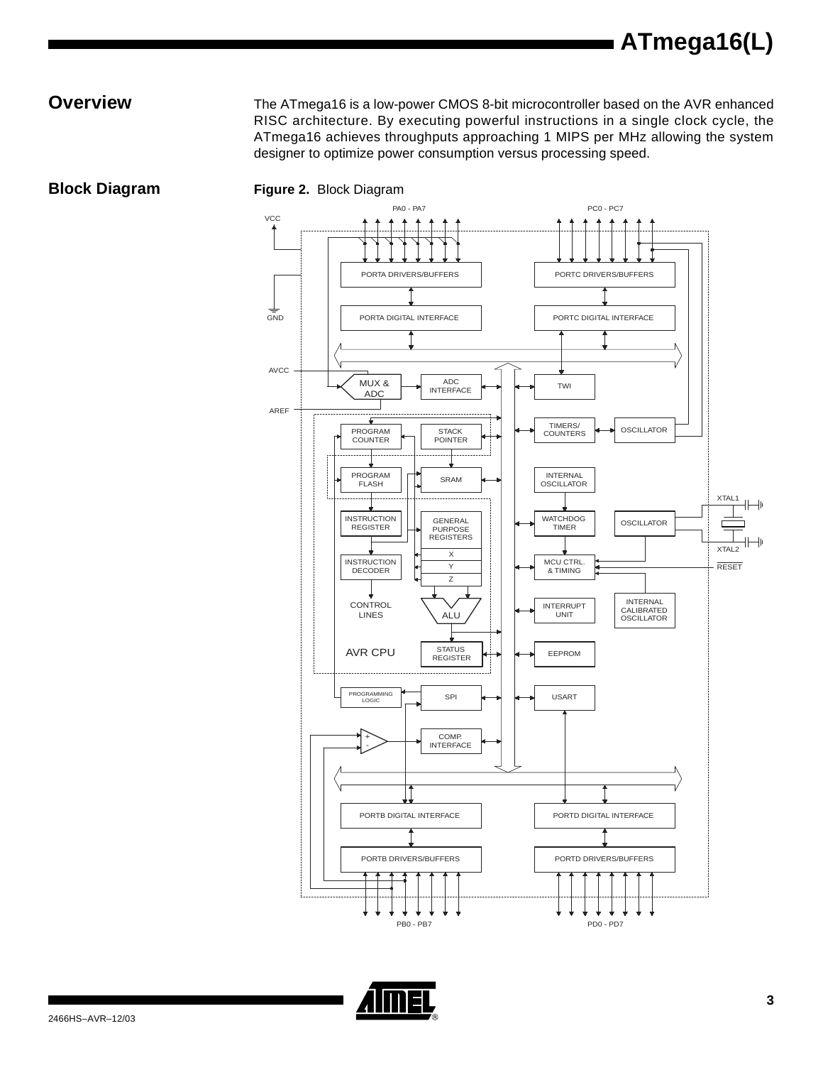## Overview

The ATmega16 is a low-power CMOS 8-bit microcontroller based on the AVR enhanced RISC architecture. By executing powerful instructions in a single clock cycle, the ATmega16 achieves throughputs approaching 1 MIPS per MHz allowing the system designer to optimize power consumption versus processing speed.

## Block Diagram

**Figure 2.** Block Diagram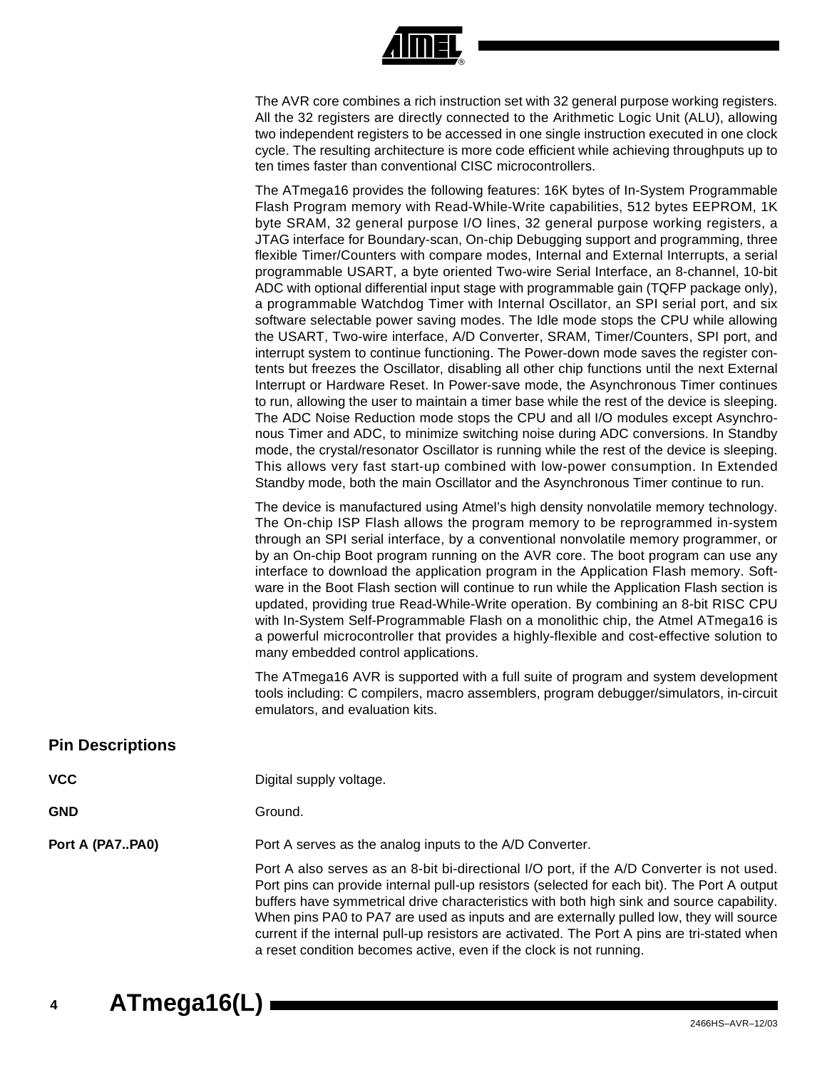The AVR core combines a rich instruction set with 32 general purpose working registers. All the 32 registers are directly connected to the Arithmetic Logic Unit (ALU), allowing two independent registers to be accessed in one single instruction executed in one clock cycle. The resulting architecture is more code efficient while achieving throughputs up to ten times faster than conventional CISC microcontrollers.

The ATmega16 provides the following features: 16K bytes of In-System Programmable Flash Program memory with Read-While-Write capabilities, 512 bytes EEPROM, 1K byte SRAM, 32 general purpose I/O lines, 32 general purpose working registers, a JTAG interface for Boundary-scan, On-chip Debugging support and programming, three flexible Timer/Counters with compare modes, Internal and External Interrupts, a serial programmable USART, a byte oriented Two-wire Serial Interface, an 8-channel, 10-bit ADC with optional differential input stage with programmable gain (TQFP package only), a programmable Watchdog Timer with Internal Oscillator, an SPI serial port, and six software selectable power saving modes. The Idle mode stops the CPU while allowing the USART, Two-wire interface, A/D Converter, SRAM, Timer/Counters, SPI port, and interrupt system to continue functioning. The Power-down mode saves the register contents but freezes the Oscillator, disabling all other chip functions until the next External Interrupt or Hardware Reset. In Power-save mode, the Asynchronous Timer continues to run, allowing the user to maintain a timer base while the rest of the device is sleeping. The ADC Noise Reduction mode stops the CPU and all I/O modules except Asynchronous Timer and ADC, to minimize switching noise during ADC conversions. In Standby mode, the crystal/resonator Oscillator is running while the rest of the device is sleeping. This allows very fast start-up combined with low-power consumption. In Extended Standby mode, both the main Oscillator and the Asynchronous Timer continue to run.

The device is manufactured using Atmel's high density nonvolatile memory technology. The On-chip ISP Flash allows the program memory to be reprogrammed in-system through an SPI serial interface, by a conventional nonvolatile memory programmer, or by an On-chip Boot program running on the AVR core. The boot program can use any interface to download the application program in the Application Flash memory. Software in the Boot Flash section will continue to run while the Application Flash section is updated, providing true Read-While-Write operation. By combining an 8-bit RISC CPU with In-System Self-Programmable Flash on a monolithic chip, the Atmel ATmega16 is a powerful microcontroller that provides a highly-flexible and cost-effective solution to many embedded control applications.

The ATmega16 AVR is supported with a full suite of program and system development tools including: C compilers, macro assemblers, program debugger/simulators, in-circuit emulators, and evaluation kits.

## Pin Descriptions

**VCC**

Digital supply voltage.

**GND**

Ground.

**Port A (PA7..PA0)**

Port A serves as the analog inputs to the A/D Converter.

Port A also serves as an 8-bit bi-directional I/O port, if the A/D Converter is not used. Port pins can provide internal pull-up resistors (selected for each bit). The Port A output buffers have symmetrical drive characteristics with both high sink and source capability. When pins PA0 to PA7 are used as inputs and are externally pulled low, they will source current if the internal pull-up resistors are activated. The Port A pins are tri-stated when a reset condition becomes active, even if the clock is not running.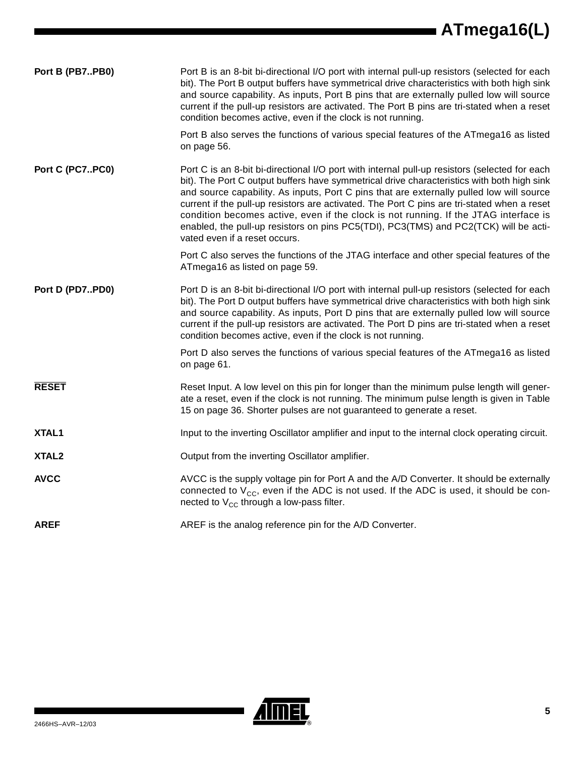**Port B (PB7..PB0)**

Port B is an 8-bit bi-directional I/O port with internal pull-up resistors (selected for each bit). The Port B output buffers have symmetrical drive characteristics with both high sink and source capability. As inputs, Port B pins that are externally pulled low will source current if the pull-up resistors are activated. The Port B pins are tri-stated when a reset condition becomes active, even if the clock is not running.

Port B also serves the functions of various special features of the ATmega16 as listed on page 56.

**Port C (PC7..PC0)**

Port C is an 8-bit bi-directional I/O port with internal pull-up resistors (selected for each bit). The Port C output buffers have symmetrical drive characteristics with both high sink and source capability. As inputs, Port C pins that are externally pulled low will source current if the pull-up resistors are activated. The Port C pins are tri-stated when a reset condition becomes active, even if the clock is not running. If the JTAG interface is enabled, the pull-up resistors on pins PC5(TDI), PC3(TMS) and PC2(TCK) will be activated even if a reset occurs.

Port C also serves the functions of the JTAG interface and other special features of the ATmega16 as listed on page 59.

**Port D (PD7..PD0)**

Port D is an 8-bit bi-directional I/O port with internal pull-up resistors (selected for each bit). The Port D output buffers have symmetrical drive characteristics with both high sink and source capability. As inputs, Port D pins that are externally pulled low will source current if the pull-up resistors are activated. The Port D pins are tri-stated when a reset condition becomes active, even if the clock is not running.

Port D also serves the functions of various special features of the ATmega16 as listed on page 61.

**$\overline{\text{RESET}}$**

Reset Input. A low level on this pin for longer than the minimum pulse length will generate a reset, even if the clock is not running. The minimum pulse length is given in Table 15 on page 36. Shorter pulses are not guaranteed to generate a reset.

**XTAL1**

Input to the inverting Oscillator amplifier and input to the internal clock operating circuit.

**XTAL2**

Output from the inverting Oscillator amplifier.

**AVCC**

AVCC is the supply voltage pin for Port A and the A/D Converter. It should be externally connected to $V_{CC}$, even if the ADC is not used. If the ADC is used, it should be connected to $V_{CC}$ through a low-pass filter.

**AREF**

AREF is the analog reference pin for the A/D Converter.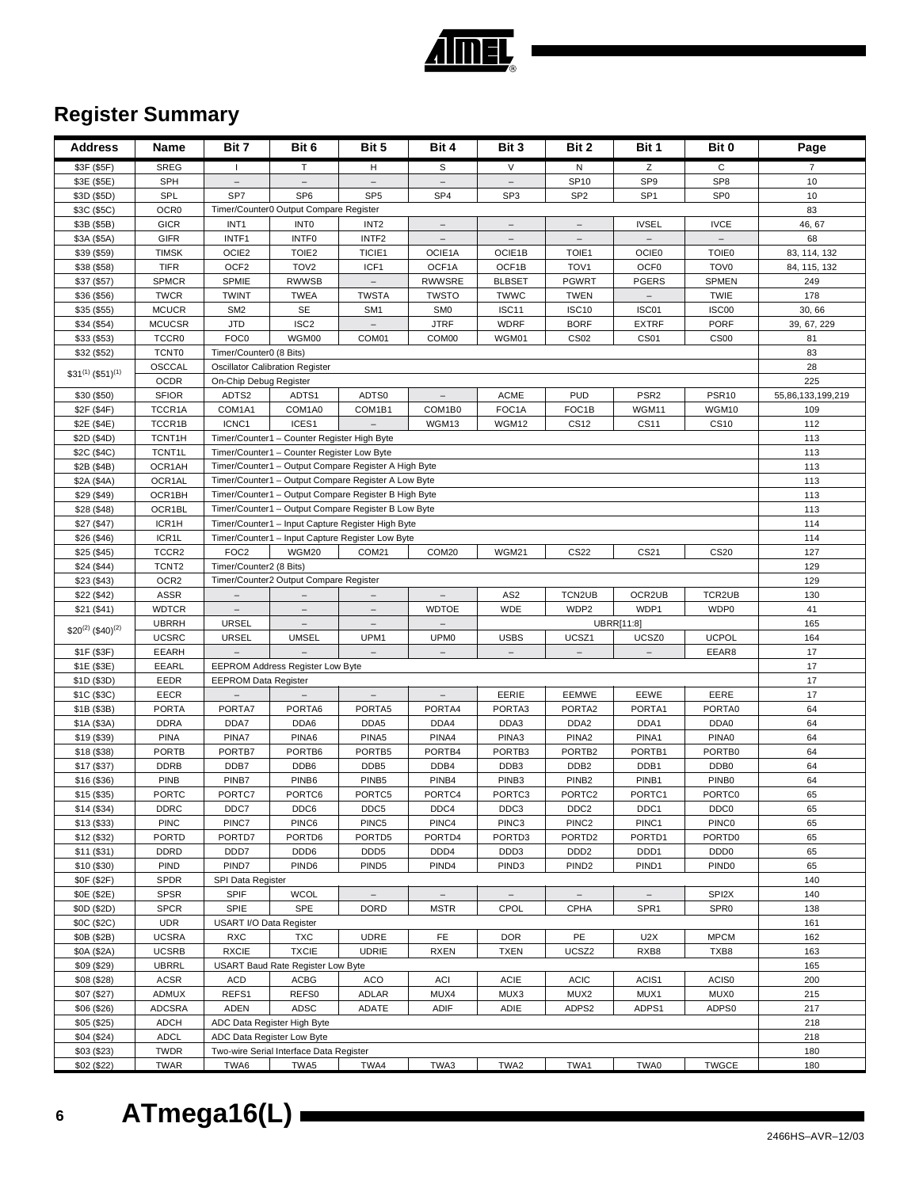## Register Summary

| Address | Name | Bit 7 | Bit 6 | Bit 5 | Bit 4 | Bit 3 | Bit 2 | Bit 1 | Bit 0 | Page |
|---|---|---|---|---|---|---|---|---|---|---|
| $3F ($5F) | SREG | I | T | H | S | V | N | Z | C | 7 |
| $3E ($5E) | SPH | – | – | – | – | – | SP10 | SP9 | SP8 | 10 |
| $3D ($5D) | SPL | SP7 | SP6 | SP5 | SP4 | SP3 | SP2 | SP1 | SP0 | 10 |
| $3C ($5C) | OCR0 | Timer/Counter0 Output Compare Register | | | | | | | | 83 |
| $3B ($5B) | GICR | INT1 | INT0 | INT2 | – | – | – | IVSEL | IVCE | 46, 67 |
| $3A ($5A) | GIFR | INTF1 | INTF0 | INTF2 | – | – | – | – | – | 68 |
| $39 ($59) | TIMSK | OCIE2 | TOIE2 | TICIE1 | OCIE1A | OCIE1B | TOIE1 | OCIE0 | TOIE0 | 83, 114, 132 |
| $38 ($58) | TIFR | OCF2 | TOV2 | ICF1 | OCF1A | OCF1B | TOV1 | OCF0 | TOV0 | 84, 115, 132 |
| $37 ($57) | SPMCR | SPMIE | RWWSB | – | RWWSRE | BLBSET | PGWRT | PGERS | SPMEN | 249 |
| $36 ($56) | TWCR | TWINT | TWEA | TWSTA | TWSTO | TWWC | TWEN | – | TWIE | 178 |
| $35 ($55) | MCUCR | SM2 | SE | SM1 | SM0 | ISC11 | ISC10 | ISC01 | ISC00 | 30, 66 |
| $34 ($54) | MCUCSR | JTD | ISC2 | – | JTRF | WDRF | BORF | EXTRF | PORF | 39, 67, 229 |
| $33 ($53) | TCCR0 | FOC0 | WGM00 | COM01 | COM00 | WGM01 | CS02 | CS01 | CS00 | 81 |
| $32 ($52) | TCNT0 | Timer/Counter0 (8 Bits) | | | | | | | | 83 |
| $31[1] ($51)[1] | OSCCAL | Oscillator Calibration Register | | | | | | | | 28 |
| | OCDR | On-Chip Debug Register | | | | | | | | 225 |
| $30 ($50) | SFIOR | ADTS2 | ADTS1 | ADTS0 | – | ACME | PUD | PSR2 | PSR10 | 55,86,133,199,219 |
| $2F ($4F) | TCCR1A | COM1A1 | COM1A0 | COM1B1 | COM1B0 | FOC1A | FOC1B | WGM11 | WGM10 | 109 |
| $2E ($4E) | TCCR1B | ICNC1 | ICES1 | – | WGM13 | WGM12 | CS12 | CS11 | CS10 | 112 |
| $2D ($4D) | TCNT1H | Timer/Counter1 – Counter Register High Byte | | | | | | | | 113 |
| $2C ($4C) | TCNT1L | Timer/Counter1 – Counter Register Low Byte | | | | | | | | 113 |
| $2B ($4B) | OCR1AH | Timer/Counter1 – Output Compare Register A High Byte | | | | | | | | 113 |
| $2A ($4A) | OCR1AL | Timer/Counter1 – Output Compare Register A Low Byte | | | | | | | | 113 |
| $29 ($49) | OCR1BH | Timer/Counter1 – Output Compare Register B High Byte | | | | | | | | 113 |
| $28 ($48) | OCR1BL | Timer/Counter1 – Output Compare Register B Low Byte | | | | | | | | 113 |
| $27 ($47) | ICR1H | Timer/Counter1 – Input Capture Register High Byte | | | | | | | | 114 |
| $26 ($46) | ICR1L | Timer/Counter1 – Input Capture Register Low Byte | | | | | | | | 114 |
| $25 ($45) | TCCR2 | FOC2 | WGM20 | COM21 | COM20 | WGM21 | CS22 | CS21 | CS20 | 127 |
| $24 ($44) | TCNT2 | Timer/Counter2 (8 Bits) | | | | | | | | 129 |
| $23 ($43) | OCR2 | Timer/Counter2 Output Compare Register | | | | | | | | 129 |
| $22 ($42) | ASSR | – | – | – | – | AS2 | TCN2UB | OCR2UB | TCR2UB | 130 |
| $21 ($41) | WDTCR | – | – | – | WDTOE | WDE | WDP2 | WDP1 | WDP0 | 41 |
| $20[2] ($40)[2] | UBRRH | URSEL | – | – | – | UBRR[11:8] | | | | 165 |
| | UCSRC | URSEL | UMSEL | UPM1 | UPM0 | USBS | UCSZ1 | UCSZ0 | UCPOL | 164 |
| $1F ($3F) | EEARH | – | – | – | – | – | – | – | EEAR8 | 17 |
| $1E ($3E) | EEARL | EEPROM Address Register Low Byte | | | | | | | | 17 |
| $1D ($3D) | EEDR | EEPROM Data Register | | | | | | | | 17 |
| $1C ($3C) | EECR | – | – | – | – | EERIE | EEMWE | EEWE | EERE | 17 |
| $1B ($3B) | PORTA | PORTA7 | PORTA6 | PORTA5 | PORTA4 | PORTA3 | PORTA2 | PORTA1 | PORTA0 | 64 |
| $1A ($3A) | DDRA | DDA7 | DDA6 | DDA5 | DDA4 | DDA3 | DDA2 | DDA1 | DDA0 | 64 |
| $19 ($39) | PINA | PINA7 | PINA6 | PINA5 | PINA4 | PINA3 | PINA2 | PINA1 | PINA0 | 64 |
| $18 ($38) | PORTB | PORTB7 | PORTB6 | PORTB5 | PORTB4 | PORTB3 | PORTB2 | PORTB1 | PORTB0 | 64 |
| $17 ($37) | DDRB | DDB7 | DDB6 | DDB5 | DDB4 | DDB3 | DDB2 | DDB1 | DDB0 | 64 |
| $16 ($36) | PINB | PINB7 | PINB6 | PINB5 | PINB4 | PINB3 | PINB2 | PINB1 | PINB0 | 64 |
| $15 ($35) | PORTC | PORTC7 | PORTC6 | PORTC5 | PORTC4 | PORTC3 | PORTC2 | PORTC1 | PORTC0 | 65 |
| $14 ($34) | DDRC | DDC7 | DDC6 | DDC5 | DDC4 | DDC3 | DDC2 | DDC1 | DDC0 | 65 |
| $13 ($33) | PINC | PINC7 | PINC6 | PINC5 | PINC4 | PINC3 | PINC2 | PINC1 | PINC0 | 65 |
| $12 ($32) | PORTD | PORTD7 | PORTD6 | PORTD5 | PORTD4 | PORTD3 | PORTD2 | PORTD1 | PORTD0 | 65 |
| $11 ($31) | DDRD | DDD7 | DDD6 | DDD5 | DDD4 | DDD3 | DDD2 | DDD1 | DDD0 | 65 |
| $10 ($30) | PIND | PIND7 | PIND6 | PIND5 | PIND4 | PIND3 | PIND2 | PIND1 | PIND0 | 65 |
| $0F ($2F) | SPDR | SPI Data Register | | | | | | | | 140 |
| $0E ($2E) | SPSR | SPIF | WCOL | – | – | – | – | – | SPI2X | 140 |
| $0D ($2D) | SPCR | SPIE | SPE | DORD | MSTR | CPOL | CPHA | SPR1 | SPR0 | 138 |
| $0C ($2C) | UDR | USART I/O Data Register | | | | | | | | 161 |
| $0B ($2B) | UCSRA | RXC | TXC | UDRE | FE | DOR | PE | U2X | MPCM | 162 |
| $0A ($2A) | UCSRB | RXCIE | TXCIE | UDRIE | RXEN | TXEN | UCSZ2 | RXB8 | TXB8 | 163 |
| $09 ($29) | UBRRL | USART Baud Rate Register Low Byte | | | | | | | | 165 |
| $08 ($28) | ACSR | ACD | ACBG | ACO | ACI | ACIE | ACIC | ACIS1 | ACIS0 | 200 |
| $07 ($27) | ADMUX | REFS1 | REFS0 | ADLAR | MUX4 | MUX3 | MUX2 | MUX1 | MUX0 | 215 |
| $06 ($26) | ADCSRA | ADEN | ADSC | ADATE | ADIF | ADIE | ADPS2 | ADPS1 | ADPS0 | 217 |
| $05 ($25) | ADCH | ADC Data Register High Byte | | | | | | | | 218 |
| $04 ($24) | ADCL | ADC Data Register Low Byte | | | | | | | | 218 |
| $03 ($23) | TWDR | Two-wire Serial Interface Data Register | | | | | | | | 180 |
| $02 ($22) | TWAR | TWA6 | TWA5 | TWA4 | TWA3 | TWA2 | TWA1 | TWA0 | TWGCE | 180 |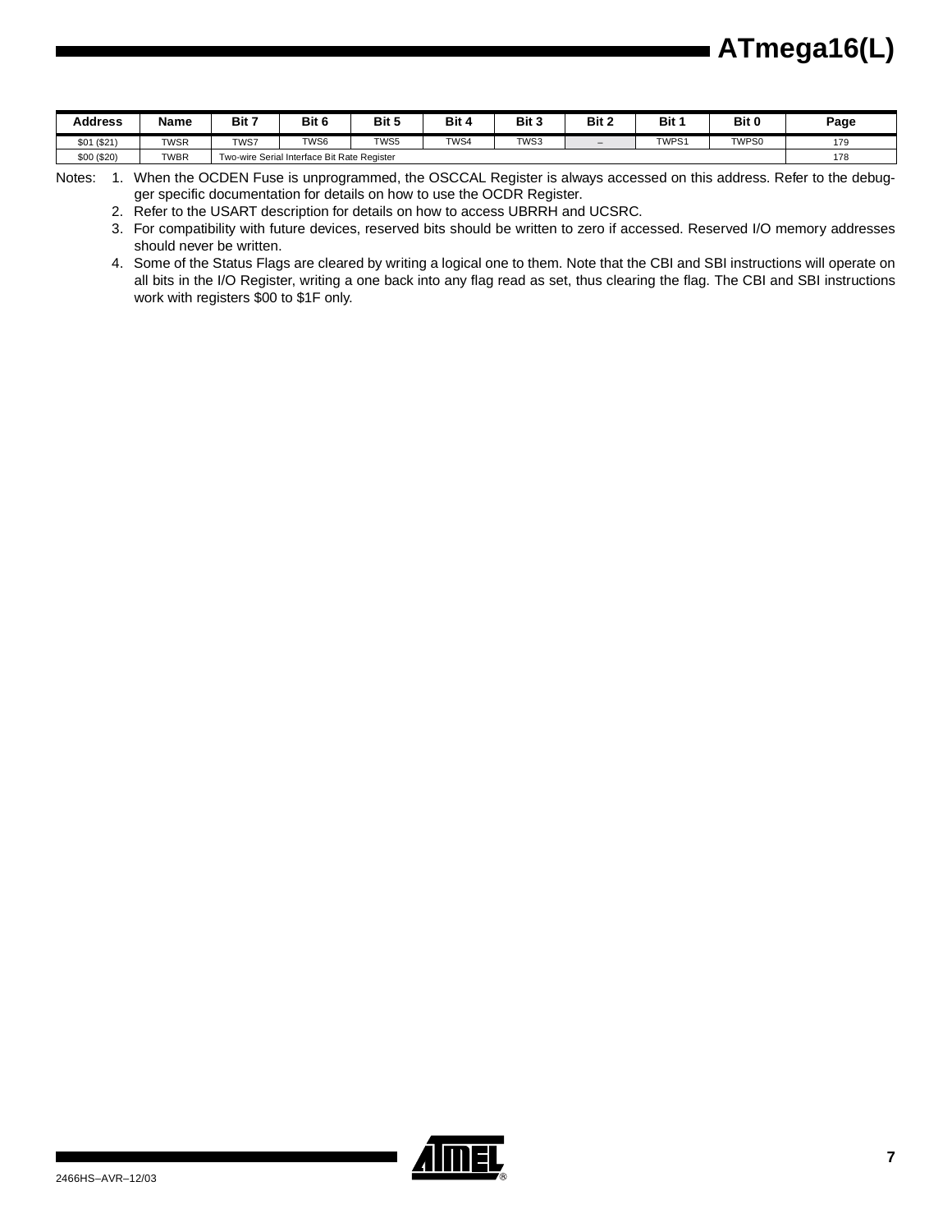| Address | Name | Bit 7 | Bit 6 | Bit 5 | Bit 4 | Bit 3 | Bit 2 | Bit 1 | Bit 0 | Page |
|---|---|---|---|---|---|---|---|---|---|---|
| $01 ($21) | TWSR | TWS7 | TWS6 | TWS5 | TWS4 | TWS3 | – | TWPS1 | TWPS0 | 179 |
| $00 ($20) | TWBR | Two-wire Serial Interface Bit Rate Register | | | | | | | | 178 |

Notes:
1. When the OCDEN Fuse is unprogrammed, the OSCCAL Register is always accessed on this address. Refer to the debugger specific documentation for details on how to use the OCDR Register.
2. Refer to the USART description for details on how to access UBRRH and UCSRC.
3. For compatibility with future devices, reserved bits should be written to zero if accessed. Reserved I/O memory addresses should never be written.
4. Some of the Status Flags are cleared by writing a logical one to them. Note that the CBI and SBI instructions will operate on all bits in the I/O Register, writing a one back into any flag read as set, thus clearing the flag. The CBI and SBI instructions work with registers $00 to $1F only.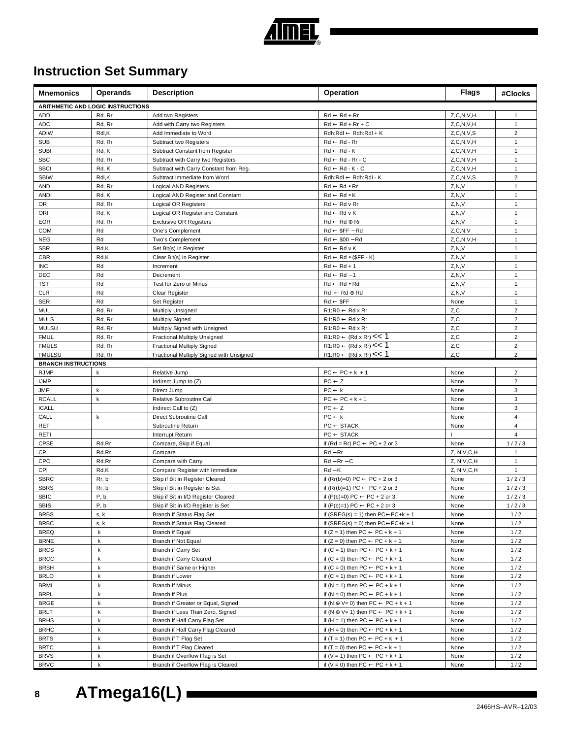## Instruction Set Summary

| Mnemonics | Operands | Description | Operation | Flags | #Clocks |
|---|---|---|---|---|---|
| **ARITHMETIC AND LOGIC INSTRUCTIONS** | | | | | |
| ADD | Rd, Rr | Add two Registers | Rd ← Rd + Rr | Z,C,N,V,H | 1 |
| ADC | Rd, Rr | Add with Carry two Registers | Rd ← Rd + Rr + C | Z,C,N,V,H | 1 |
| ADIW | Rdl,K | Add Immediate to Word | Rdh:Rdl ← Rdh:Rdl + K | Z,C,N,V,S | 2 |
| SUB | Rd, Rr | Subtract two Registers | Rd ← Rd - Rr | Z,C,N,V,H | 1 |
| SUBI | Rd, K | Subtract Constant from Register | Rd ← Rd - K | Z,C,N,V,H | 1 |
| SBC | Rd, Rr | Subtract with Carry two Registers | Rd ← Rd - Rr - C | Z,C,N,V,H | 1 |
| SBCI | Rd, K | Subtract with Carry Constant from Reg. | Rd ← Rd - K - C | Z,C,N,V,H | 1 |
| SBIW | Rdl,K | Subtract Immediate from Word | Rdh:Rdl ← Rdh:Rdl - K | Z,C,N,V,S | 2 |
| AND | Rd, Rr | Logical AND Registers | Rd ← Rd • Rr | Z,N,V | 1 |
| ANDI | Rd, K | Logical AND Register and Constant | Rd ← Rd • K | Z,N,V | 1 |
| OR | Rd, Rr | Logical OR Registers | Rd ← Rd v Rr | Z,N,V | 1 |
| ORI | Rd, K | Logical OR Register and Constant | Rd ← Rd v K | Z,N,V | 1 |
| EOR | Rd, Rr | Exclusive OR Registers | Rd ← Rd ⊕ Rr | Z,N,V | 1 |
| COM | Rd | One's Complement | Rd ← $FF − Rd | Z,C,N,V | 1 |
| NEG | Rd | Two's Complement | Rd ← $00 − Rd | Z,C,N,V,H | 1 |
| SBR | Rd,K | Set Bit(s) in Register | Rd ← Rd v K | Z,N,V | 1 |
| CBR | Rd,K | Clear Bit(s) in Register | Rd ← Rd • ($FF - K) | Z,N,V | 1 |
| INC | Rd | Increment | Rd ← Rd + 1 | Z,N,V | 1 |
| DEC | Rd | Decrement | Rd ← Rd − 1 | Z,N,V | 1 |
| TST | Rd | Test for Zero or Minus | Rd ← Rd • Rd | Z,N,V | 1 |
| CLR | Rd | Clear Register | Rd ← Rd ⊕ Rd | Z,N,V | 1 |
| SER | Rd | Set Register | Rd ← $FF | None | 1 |
| MUL | Rd, Rr | Multiply Unsigned | R1:R0 ← Rd x Rr | Z,C | 2 |
| MULS | Rd, Rr | Multiply Signed | R1:R0 ← Rd x Rr | Z,C | 2 |
| MULSU | Rd, Rr | Multiply Signed with Unsigned | R1:R0 ← Rd x Rr | Z,C | 2 |
| FMUL | Rd, Rr | Fractional Multiply Unsigned | R1:R0 ← (Rd x Rr) << 1 | Z,C | 2 |
| FMULS | Rd, Rr | Fractional Multiply Signed | R1:R0 ← (Rd x Rr) << 1 | Z,C | 2 |
| FMULSU | Rd, Rr | Fractional Multiply Signed with Unsigned | R1:R0 ← (Rd x Rr) << 1 | Z,C | 2 |
| **BRANCH INSTRUCTIONS** | | | | | |
| RJMP | k | Relative Jump | PC ← PC + k + 1 | None | 2 |
| IJMP | | Indirect Jump to (Z) | PC ← Z | None | 2 |
| JMP | k | Direct Jump | PC ← k | None | 3 |
| RCALL | k | Relative Subroutine Call | PC ← PC + k + 1 | None | 3 |
| ICALL | | Indirect Call to (Z) | PC ← Z | None | 3 |
| CALL | k | Direct Subroutine Call | PC ← k | None | 4 |
| RET | | Subroutine Return | PC ← STACK | None | 4 |
| RETI | | Interrupt Return | PC ← STACK | I | 4 |
| CPSE | Rd,Rr | Compare, Skip if Equal | if (Rd = Rr) PC ← PC + 2 or 3 | None | 1 / 2 / 3 |
| CP | Rd,Rr | Compare | Rd − Rr | Z, N,V,C,H | 1 |
| CPC | Rd,Rr | Compare with Carry | Rd − Rr − C | Z, N,V,C,H | 1 |
| CPI | Rd,K | Compare Register with Immediate | Rd − K | Z, N,V,C,H | 1 |
| SBRC | Rr, b | Skip if Bit in Register Cleared | if (Rr(b)=0) PC ← PC + 2 or 3 | None | 1 / 2 / 3 |
| SBRS | Rr, b | Skip if Bit in Register is Set | if (Rr(b)=1) PC ← PC + 2 or 3 | None | 1 / 2 / 3 |
| SBIC | P, b | Skip if Bit in I/O Register Cleared | if (P(b)=0) PC ← PC + 2 or 3 | None | 1 / 2 / 3 |
| SBIS | P, b | Skip if Bit in I/O Register is Set | if (P(b)=1) PC ← PC + 2 or 3 | None | 1 / 2 / 3 |
| BRBS | s, k | Branch if Status Flag Set | if (SREG(s) = 1) then PC←PC+k + 1 | None | 1 / 2 |
| BRBC | s, k | Branch if Status Flag Cleared | if (SREG(s) = 0) then PC←PC+k + 1 | None | 1 / 2 |
| BREQ | k | Branch if Equal | if (Z = 1) then PC ← PC + k + 1 | None | 1 / 2 |
| BRNE | k | Branch if Not Equal | if (Z = 0) then PC ← PC + k + 1 | None | 1 / 2 |
| BRCS | k | Branch if Carry Set | if (C = 1) then PC ← PC + k + 1 | None | 1 / 2 |
| BRCC | k | Branch if Carry Cleared | if (C = 0) then PC ← PC + k + 1 | None | 1 / 2 |
| BRSH | k | Branch if Same or Higher | if (C = 0) then PC ← PC + k + 1 | None | 1 / 2 |
| BRLO | k | Branch if Lower | if (C = 1) then PC ← PC + k + 1 | None | 1 / 2 |
| BRMI | k | Branch if Minus | if (N = 1) then PC ← PC + k + 1 | None | 1 / 2 |
| BRPL | k | Branch if Plus | if (N = 0) then PC ← PC + k + 1 | None | 1 / 2 |
| BRGE | k | Branch if Greater or Equal, Signed | if (N ⊕ V= 0) then PC ← PC + k + 1 | None | 1 / 2 |
| BRLT | k | Branch if Less Than Zero, Signed | if (N ⊕ V= 1) then PC ← PC + k + 1 | None | 1 / 2 |
| BRHS | k | Branch if Half Carry Flag Set | if (H = 1) then PC ← PC + k + 1 | None | 1 / 2 |
| BRHC | k | Branch if Half Carry Flag Cleared | if (H = 0) then PC ← PC + k + 1 | None | 1 / 2 |
| BRTS | k | Branch if T Flag Set | if (T = 1) then PC ← PC + k + 1 | None | 1 / 2 |
| BRTC | k | Branch if T Flag Cleared | if (T = 0) then PC ← PC + k + 1 | None | 1 / 2 |
| BRVS | k | Branch if Overflow Flag is Set | if (V = 1) then PC ← PC + k + 1 | None | 1 / 2 |
| BRVC | k | Branch if Overflow Flag is Cleared | if (V = 0) then PC ← PC + k + 1 | None | 1 / 2 |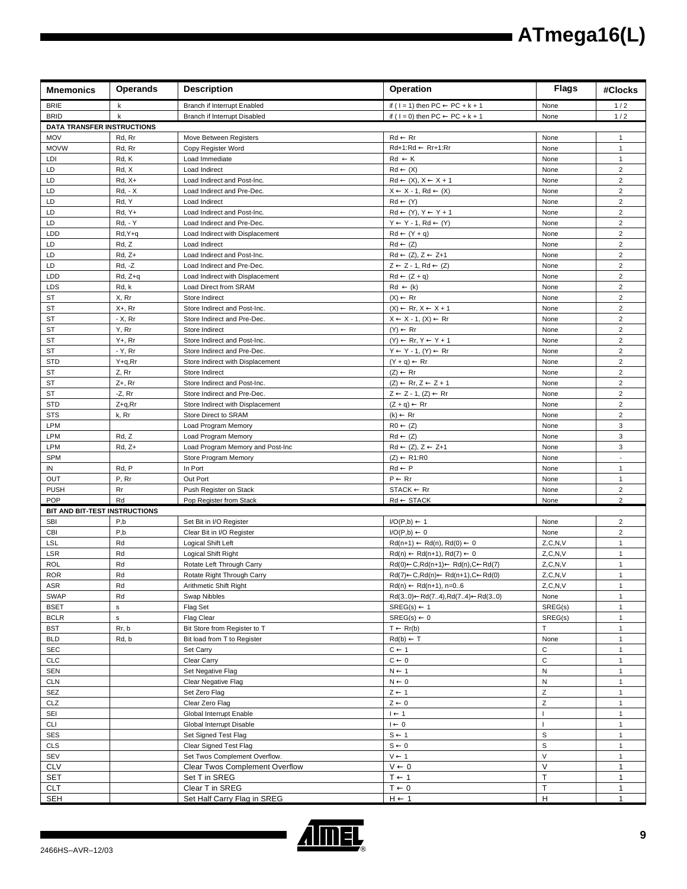| Mnemonics | Operands | Description | Operation | Flags | #Clocks |
|---|---|---|---|---|---|
| BRIE | k | Branch if Interrupt Enabled | if ( I = 1) then PC ← PC + k + 1 | None | 1 / 2 |
| BRID | k | Branch if Interrupt Disabled | if ( I = 0) then PC ← PC + k + 1 | None | 1 / 2 |
| **DATA TRANSFER INSTRUCTIONS** | | | | | |
| MOV | Rd, Rr | Move Between Registers | Rd ← Rr | None | 1 |
| MOVW | Rd, Rr | Copy Register Word | Rd+1:Rd ← Rr+1:Rr | None | 1 |
| LDI | Rd, K | Load Immediate | Rd ← K | None | 1 |
| LD | Rd, X | Load Indirect | Rd ← (X) | None | 2 |
| LD | Rd, X+ | Load Indirect and Post-Inc. | Rd ← (X), X ← X + 1 | None | 2 |
| LD | Rd, - X | Load Indirect and Pre-Dec. | X ← X - 1, Rd ← (X) | None | 2 |
| LD | Rd, Y | Load Indirect | Rd ← (Y) | None | 2 |
| LD | Rd, Y+ | Load Indirect and Post-Inc. | Rd ← (Y), Y ← Y + 1 | None | 2 |
| LD | Rd, - Y | Load Indirect and Pre-Dec. | Y ← Y - 1, Rd ← (Y) | None | 2 |
| LDD | Rd,Y+q | Load Indirect with Displacement | Rd ← (Y + q) | None | 2 |
| LD | Rd, Z | Load Indirect | Rd ← (Z) | None | 2 |
| LD | Rd, Z+ | Load Indirect and Post-Inc. | Rd ← (Z), Z ← Z+1 | None | 2 |
| LD | Rd, -Z | Load Indirect and Pre-Dec. | Z ← Z - 1, Rd ← (Z) | None | 2 |
| LDD | Rd, Z+q | Load Indirect with Displacement | Rd ← (Z + q) | None | 2 |
| LDS | Rd, k | Load Direct from SRAM | Rd ← (k) | None | 2 |
| ST | X, Rr | Store Indirect | (X) ← Rr | None | 2 |
| ST | X+, Rr | Store Indirect and Post-Inc. | (X) ← Rr, X ← X + 1 | None | 2 |
| ST | - X, Rr | Store Indirect and Pre-Dec. | X ← X - 1, (X) ← Rr | None | 2 |
| ST | Y, Rr | Store Indirect | (Y) ← Rr | None | 2 |
| ST | Y+, Rr | Store Indirect and Post-Inc. | (Y) ← Rr, Y ← Y + 1 | None | 2 |
| ST | - Y, Rr | Store Indirect and Pre-Dec. | Y ← Y - 1, (Y) ← Rr | None | 2 |
| STD | Y+q,Rr | Store Indirect with Displacement | (Y + q) ← Rr | None | 2 |
| ST | Z, Rr | Store Indirect | (Z) ← Rr | None | 2 |
| ST | Z+, Rr | Store Indirect and Post-Inc. | (Z) ← Rr, Z ← Z + 1 | None | 2 |
| ST | -Z, Rr | Store Indirect and Pre-Dec. | Z ← Z - 1, (Z) ← Rr | None | 2 |
| STD | Z+q,Rr | Store Indirect with Displacement | (Z + q) ← Rr | None | 2 |
| STS | k, Rr | Store Direct to SRAM | (k) ← Rr | None | 2 |
| LPM | | Load Program Memory | R0 ← (Z) | None | 3 |
| LPM | Rd, Z | Load Program Memory | Rd ← (Z) | None | 3 |
| LPM | Rd, Z+ | Load Program Memory and Post-Inc | Rd ← (Z), Z ← Z+1 | None | 3 |
| SPM | | Store Program Memory | (Z) ← R1:R0 | None | - |
| IN | Rd, P | In Port | Rd ← P | None | 1 |
| OUT | P, Rr | Out Port | P ← Rr | None | 1 |
| PUSH | Rr | Push Register on Stack | STACK ← Rr | None | 2 |
| POP | Rd | Pop Register from Stack | Rd ← STACK | None | 2 |
| **BIT AND BIT-TEST INSTRUCTIONS** | | | | | |
| SBI | P,b | Set Bit in I/O Register | I/O(P,b) ← 1 | None | 2 |
| CBI | P,b | Clear Bit in I/O Register | I/O(P,b) ← 0 | None | 2 |
| LSL | Rd | Logical Shift Left | Rd(n+1) ← Rd(n), Rd(0) ← 0 | Z,C,N,V | 1 |
| LSR | Rd | Logical Shift Right | Rd(n) ← Rd(n+1), Rd(7) ← 0 | Z,C,N,V | 1 |
| ROL | Rd | Rotate Left Through Carry | Rd(0)←C,Rd(n+1)← Rd(n),C←Rd(7) | Z,C,N,V | 1 |
| ROR | Rd | Rotate Right Through Carry | Rd(7)←C,Rd(n)← Rd(n+1),C←Rd(0) | Z,C,N,V | 1 |
| ASR | Rd | Arithmetic Shift Right | Rd(n) ← Rd(n+1), n=0..6 | Z,C,N,V | 1 |
| SWAP | Rd | Swap Nibbles | Rd(3..0)←Rd(7..4),Rd(7..4)←Rd(3..0) | None | 1 |
| BSET | s | Flag Set | SREG(s) ← 1 | SREG(s) | 1 |
| BCLR | s | Flag Clear | SREG(s) ← 0 | SREG(s) | 1 |
| BST | Rr, b | Bit Store from Register to T | T ← Rr(b) | T | 1 |
| BLD | Rd, b | Bit load from T to Register | Rd(b) ← T | None | 1 |
| SEC | | Set Carry | C ← 1 | C | 1 |
| CLC | | Clear Carry | C ← 0 | C | 1 |
| SEN | | Set Negative Flag | N ← 1 | N | 1 |
| CLN | | Clear Negative Flag | N ← 0 | N | 1 |
| SEZ | | Set Zero Flag | Z ← 1 | Z | 1 |
| CLZ | | Clear Zero Flag | Z ← 0 | Z | 1 |
| SEI | | Global Interrupt Enable | I ← 1 | I | 1 |
| CLI | | Global Interrupt Disable | I ← 0 | I | 1 |
| SES | | Set Signed Test Flag | S ← 1 | S | 1 |
| CLS | | Clear Signed Test Flag | S ← 0 | S | 1 |
| SEV | | Set Twos Complement Overflow. | V ← 1 | V | 1 |
| CLV | | Clear Twos Complement Overflow | V ← 0 | V | 1 |
| SET | | Set T in SREG | T ← 1 | T | 1 |
| CLT | | Clear T in SREG | T ← 0 | T | 1 |
| SEH | | Set Half Carry Flag in SREG | H ← 1 | H | 1 |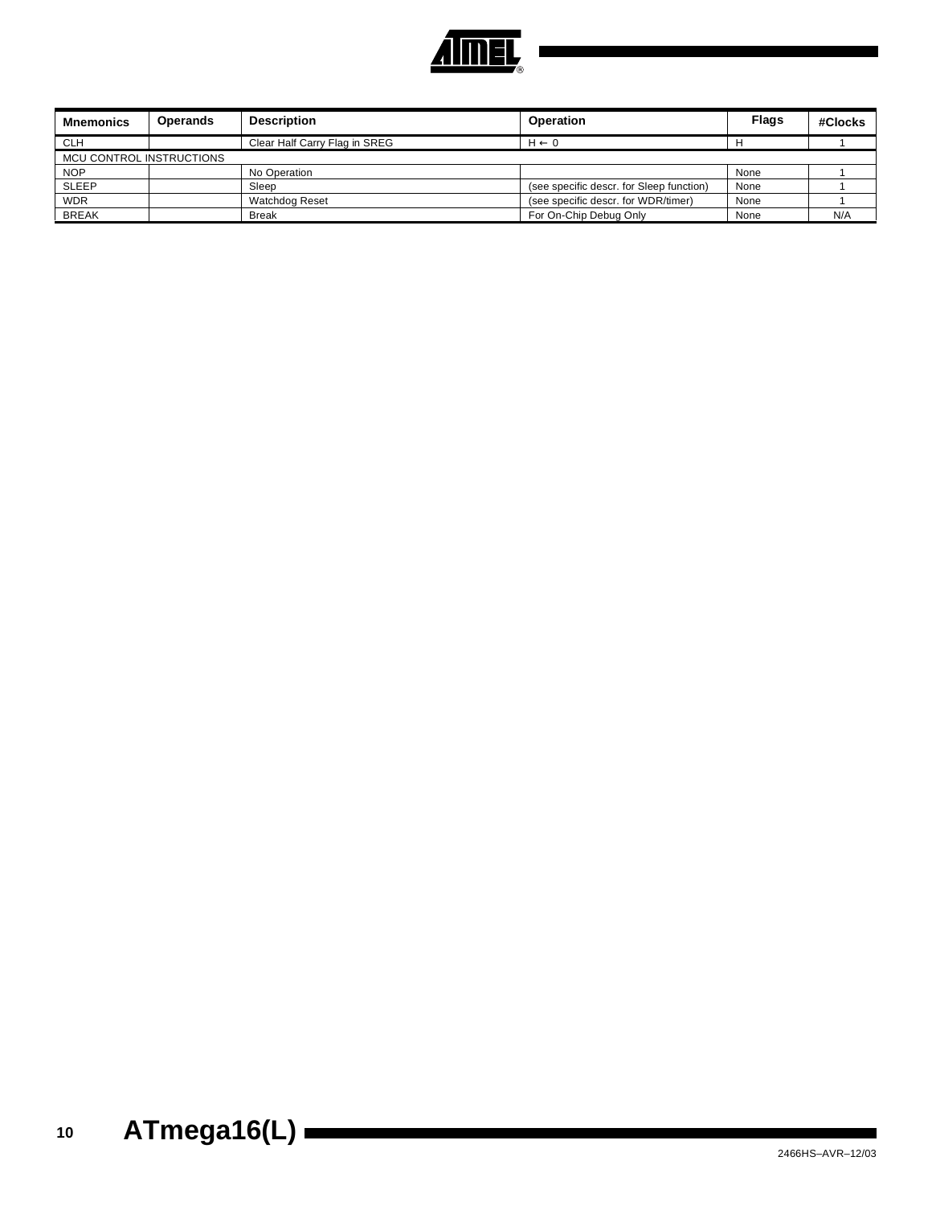| Mnemonics | Operands | Description | Operation | Flags | #Clocks |
|---|---|---|---|---|---|
| CLH | | Clear Half Carry Flag in SREG | H ← 0 | H | 1 |
| MCU CONTROL INSTRUCTIONS | | | | | |
| NOP | | No Operation | | None | 1 |
| SLEEP | | Sleep | (see specific descr. for Sleep function) | None | 1 |
| WDR | | Watchdog Reset | (see specific descr. for WDR/timer) | None | 1 |
| BREAK | | Break | For On-Chip Debug Only | None | N/A |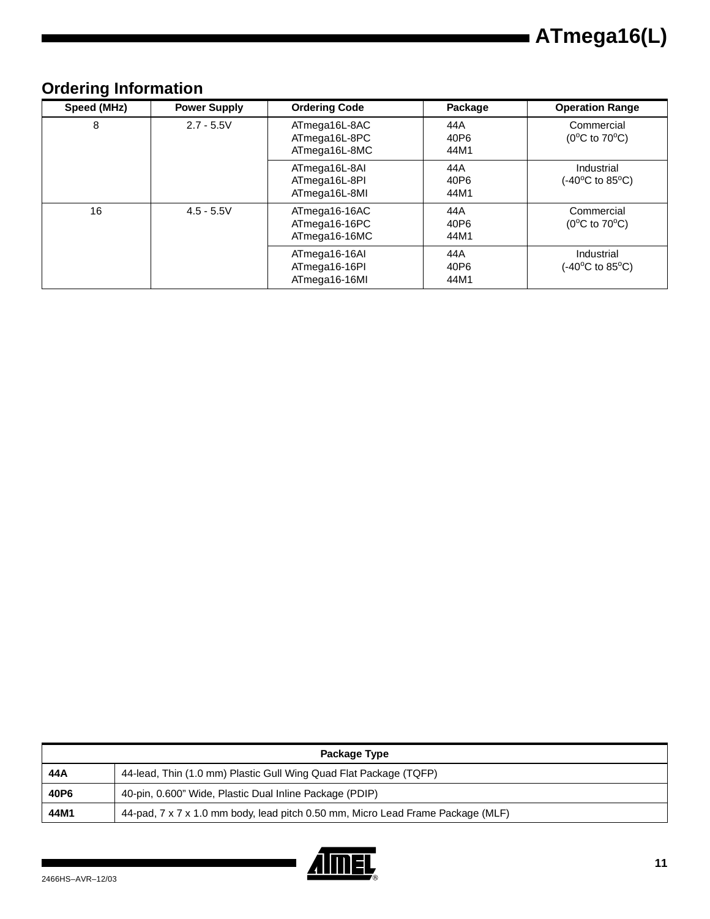## Ordering Information

| Speed (MHz) | Power Supply | Ordering Code | Package | Operation Range |
|---|---|---|---|---|
| 8 | 2.7 - 5.5V | ATmega16L-8AC<br>ATmega16L-8PC<br>ATmega16L-8MC | 44A<br>40P6<br>44M1 | Commercial<br>($0^oC$ to $70^oC$) |
| | | ATmega16L-8AI<br>ATmega16L-8PI<br>ATmega16L-8MI | 44A<br>40P6<br>44M1 | Industrial<br>($-40^oC$ to $85^oC$) |
| 16 | 4.5 - 5.5V | ATmega16-16AC<br>ATmega16-16PC<br>ATmega16-16MC | 44A<br>40P6<br>44M1 | Commercial<br>($0^oC$ to $70^oC$) |
| | | ATmega16-16AI<br>ATmega16-16PI<br>ATmega16-16MI | 44A<br>40P6<br>44M1 | Industrial<br>($-40^oC$ to $85^oC$) |

| Package Type | |
|---|---|
| **44A** | 44-lead, Thin (1.0 mm) Plastic Gull Wing Quad Flat Package (TQFP) |
| **40P6** | 40-pin, 0.600” Wide, Plastic Dual Inline Package (PDIP) |
| **44M1** | 44-pad, 7 x 7 x 1.0 mm body, lead pitch 0.50 mm, Micro Lead Frame Package (MLF) |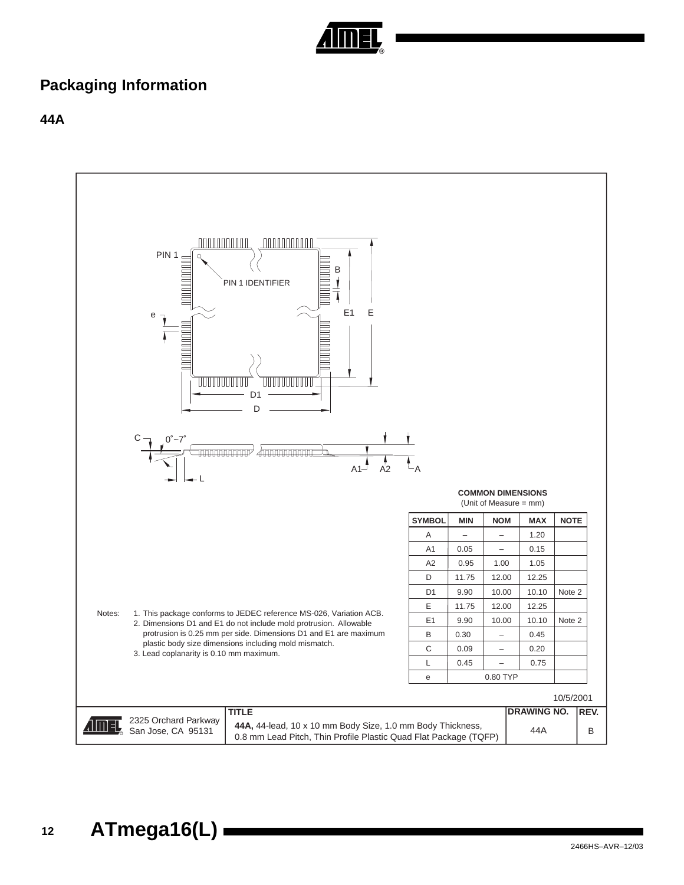# Packaging Information

## 44A

PIN 1

PIN 1 IDENTIFIER

COMMON DIMENSIONS
(Unit of Measure = mm)

| SYMBOL | MIN | NOM | MAX | NOTE |
|---|---|---|---|---|
| A | – | – | 1.20 | |
| A1 | 0.05 | – | 0.15 | |
| A2 | 0.95 | 1.00 | 1.05 | |
| D | 11.75 | 12.00 | 12.25 | |
| D1 | 9.90 | 10.00 | 10.10 | Note 2 |
| E | 11.75 | 12.00 | 12.25 | |
| E1 | 9.90 | 10.00 | 10.10 | Note 2 |
| B | 0.30 | – | 0.45 | |
| C | 0.09 | – | 0.20 | |
| L | 0.45 | – | 0.75 | |
| e | 0.80 TYP | | | |

Notes:
1. This package conforms to JEDEC reference MS-026, Variation ACB.
2. Dimensions D1 and E1 do not include mold protrusion. Allowable protrusion is 0.25 mm per side. Dimensions D1 and E1 are maximum plastic body size dimensions including mold mismatch.
3. Lead coplanarity is 0.10 mm maximum.

10/5/2001

| | TITLE | DRAWING NO. | REV. |
|---|---|---|---|
| 2325 Orchard Parkway San Jose, CA 95131 | **44A,** 44-lead, 10 x 10 mm Body Size, 1.0 mm Body Thickness, 0.8 mm Lead Pitch, Thin Profile Plastic Quad Flat Package (TQFP) | 44A | B |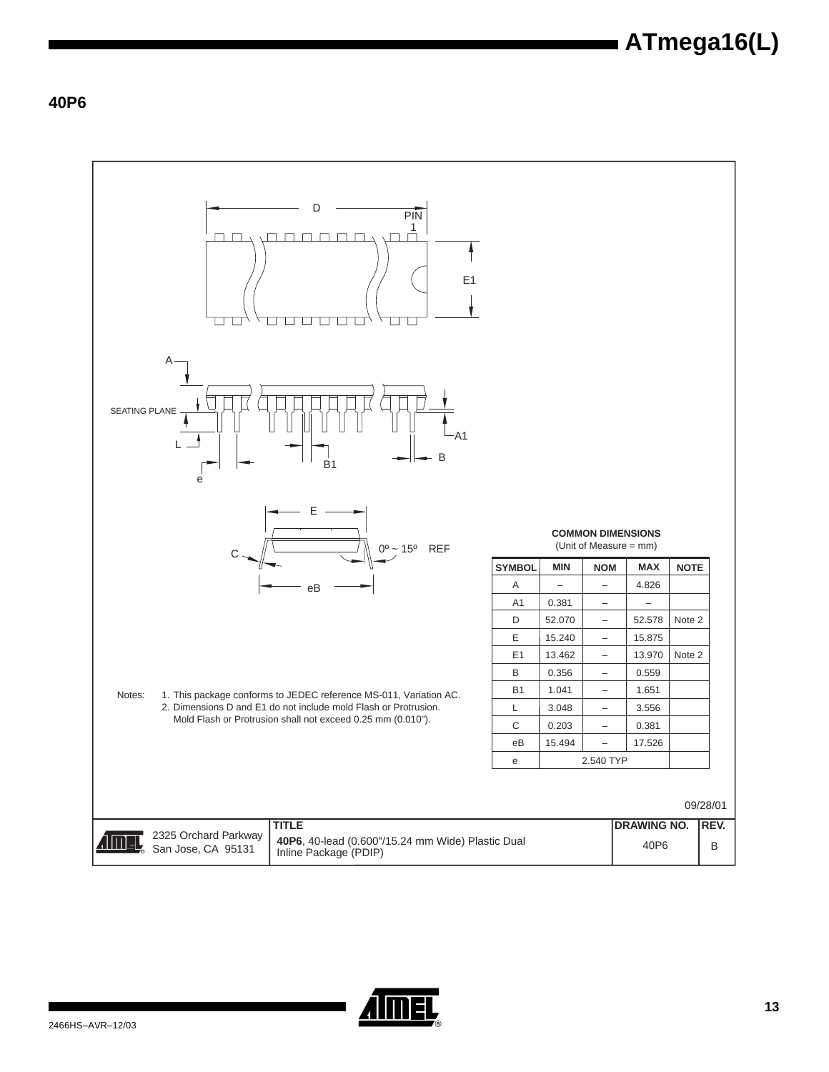## 40P6

COMMON DIMENSIONS
(Unit of Measure = mm)

| SYMBOL | MIN | NOM | MAX | NOTE |
|---|---|---|---|---|
| A | – | – | 4.826 | |
| A1 | 0.381 | – | – | |
| D | 52.070 | – | 52.578 | Note 2 |
| E | 15.240 | – | 15.875 | |
| E1 | 13.462 | – | 13.970 | Note 2 |
| B | 0.356 | – | 0.559 | |
| B1 | 1.041 | – | 1.651 | |
| L | 3.048 | – | 3.556 | |
| C | 0.203 | – | 0.381 | |
| eB | 15.494 | – | 17.526 | |
| e | 2.540 TYP | | | |

Notes:
1. This package conforms to JEDEC reference MS-011, Variation AC.
2. Dimensions D and E1 do not include mold Flash or Protrusion. Mold Flash or Protrusion shall not exceed 0.25 mm (0.010").

09/28/01

| 2325 Orchard Parkway San Jose, CA 95131 | TITLE **40P6**, 40-lead (0.600"/15.24 mm Wide) Plastic Dual Inline Package (PDIP) | DRAWING NO. 40P6 | REV. B |
|---|---|---|---|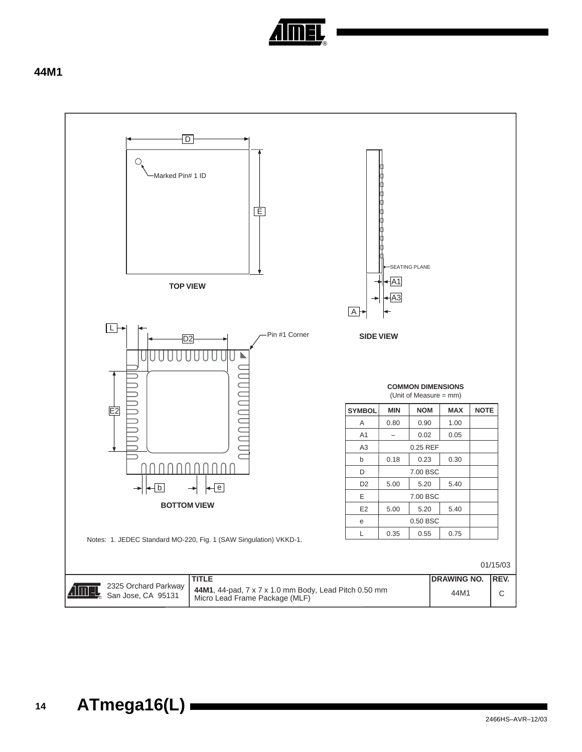## 44M1

TOP VIEW

SIDE VIEW

BOTTOM VIEW

**COMMON DIMENSIONS**
(Unit of Measure = mm)

| SYMBOL | MIN | NOM | MAX | NOTE |
|---|---|---|---|---|
| A | 0.80 | 0.90 | 1.00 | |
| A1 | – | 0.02 | 0.05 | |
| A3 | | 0.25 REF | | |
| b | 0.18 | 0.23 | 0.30 | |
| D | | 7.00 BSC | | |
| D2 | 5.00 | 5.20 | 5.40 | |
| E | | 7.00 BSC | | |
| E2 | 5.00 | 5.20 | 5.40 | |
| e | | 0.50 BSC | | |
| L | 0.35 | 0.55 | 0.75 | |

Notes: 1. JEDEC Standard MO-220, Fig. 1 (SAW Singulation) VKKD-1.

01/15/03

| | TITLE | DRAWING NO. | REV. |
|---|---|---|---|
| 2325 Orchard Parkway San Jose, CA 95131 | **44M1**, 44-pad, 7 x 7 x 1.0 mm Body, Lead Pitch 0.50 mm Micro Lead Frame Package (MLF) | 44M1 | C |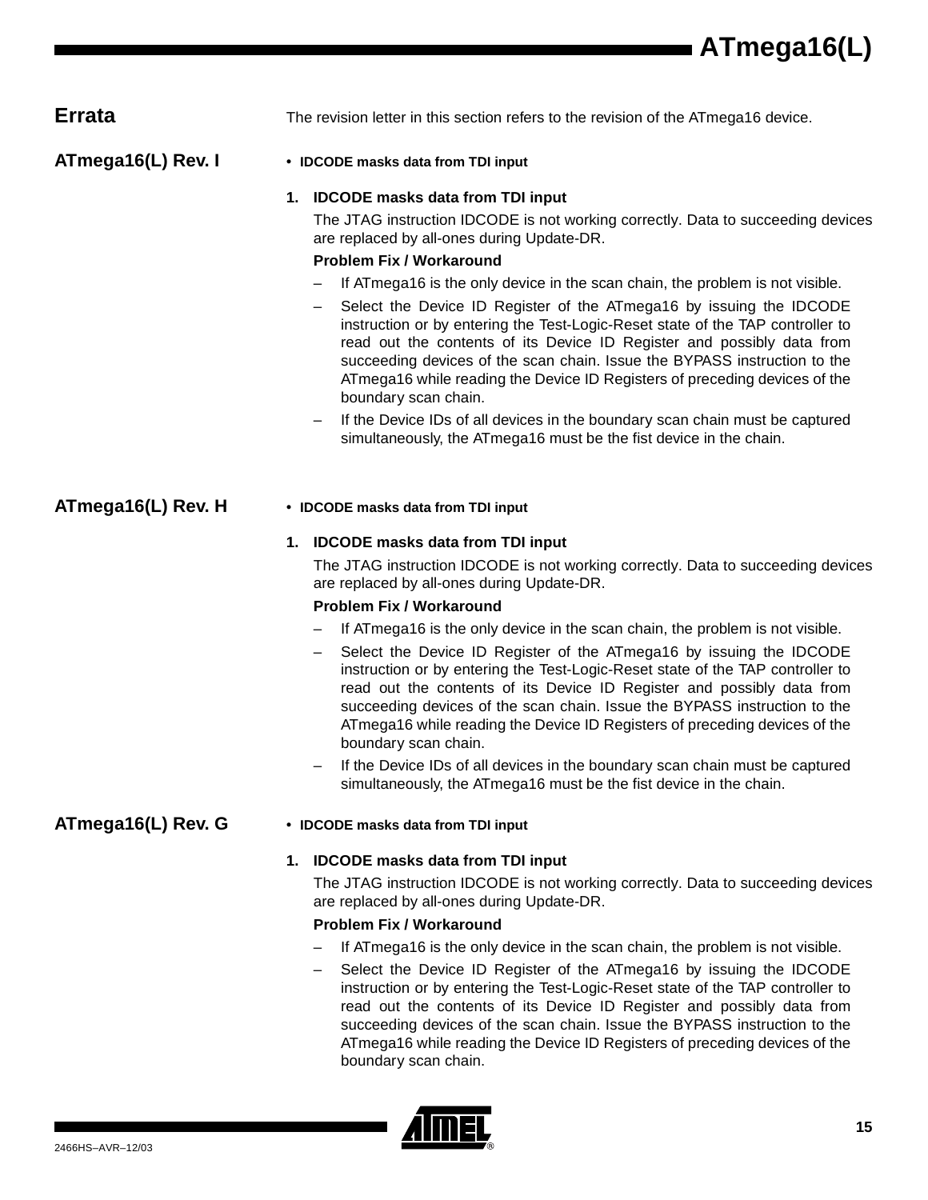## Errata

The revision letter in this section refers to the revision of the ATmega16 device.

### ATmega16(L) Rev. I

- **IDCODE masks data from TDI input**

**1. IDCODE masks data from TDI input**

The JTAG instruction IDCODE is not working correctly. Data to succeeding devices are replaced by all-ones during Update-DR.

**Problem Fix / Workaround**

- If ATmega16 is the only device in the scan chain, the problem is not visible.
- Select the Device ID Register of the ATmega16 by issuing the IDCODE instruction or by entering the Test-Logic-Reset state of the TAP controller to read out the contents of its Device ID Register and possibly data from succeeding devices of the scan chain. Issue the BYPASS instruction to the ATmega16 while reading the Device ID Registers of preceding devices of the boundary scan chain.
- If the Device IDs of all devices in the boundary scan chain must be captured simultaneously, the ATmega16 must be the fist device in the chain.

### ATmega16(L) Rev. H

- **IDCODE masks data from TDI input**

**1. IDCODE masks data from TDI input**

The JTAG instruction IDCODE is not working correctly. Data to succeeding devices are replaced by all-ones during Update-DR.

**Problem Fix / Workaround**

- If ATmega16 is the only device in the scan chain, the problem is not visible.
- Select the Device ID Register of the ATmega16 by issuing the IDCODE instruction or by entering the Test-Logic-Reset state of the TAP controller to read out the contents of its Device ID Register and possibly data from succeeding devices of the scan chain. Issue the BYPASS instruction to the ATmega16 while reading the Device ID Registers of preceding devices of the boundary scan chain.
- If the Device IDs of all devices in the boundary scan chain must be captured simultaneously, the ATmega16 must be the fist device in the chain.

### ATmega16(L) Rev. G

- **IDCODE masks data from TDI input**

**1. IDCODE masks data from TDI input**

The JTAG instruction IDCODE is not working correctly. Data to succeeding devices are replaced by all-ones during Update-DR.

**Problem Fix / Workaround**

- If ATmega16 is the only device in the scan chain, the problem is not visible.
- Select the Device ID Register of the ATmega16 by issuing the IDCODE instruction or by entering the Test-Logic-Reset state of the TAP controller to read out the contents of its Device ID Register and possibly data from succeeding devices of the scan chain. Issue the BYPASS instruction to the ATmega16 while reading the Device ID Registers of preceding devices of the boundary scan chain.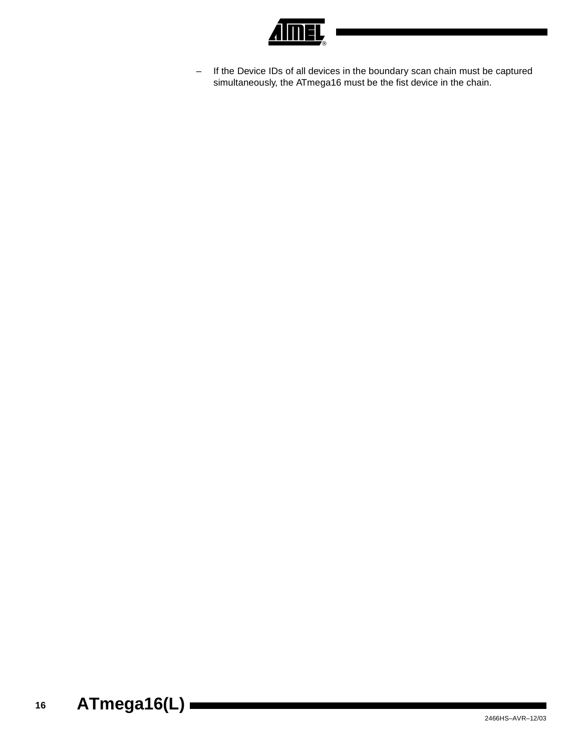– If the Device IDs of all devices in the boundary scan chain must be captured simultaneously, the ATmega16 must be the fist device in the chain.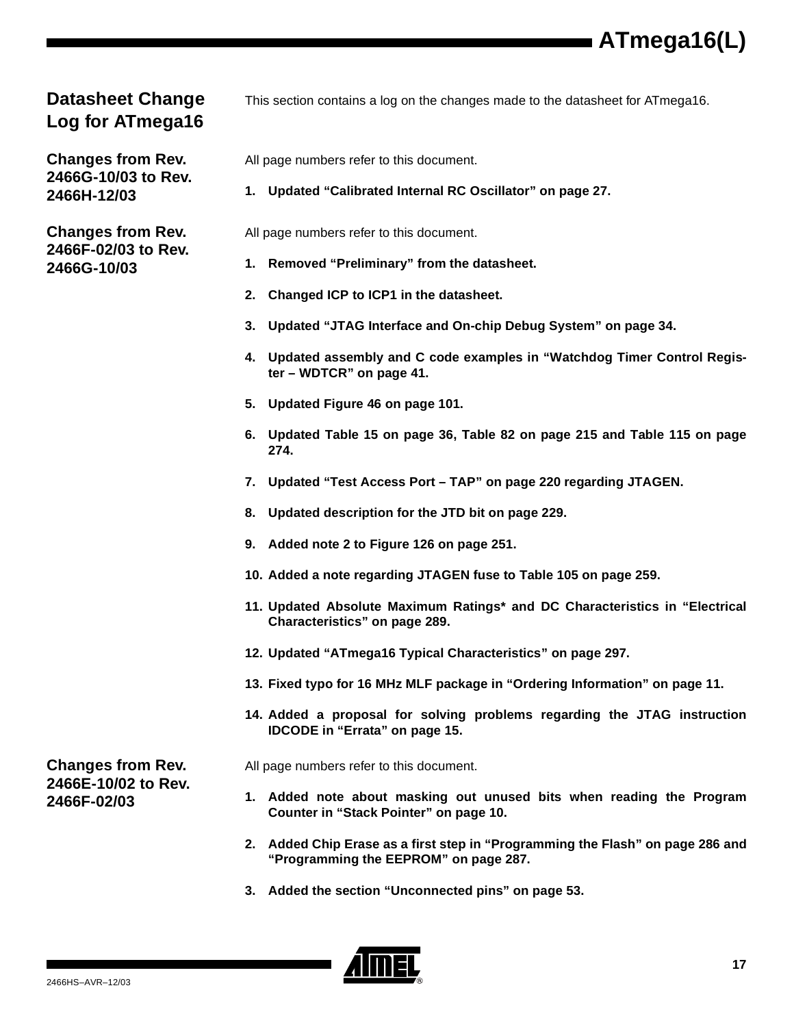## Datasheet Change Log for ATmega16

This section contains a log on the changes made to the datasheet for ATmega16.

### Changes from Rev. 2466G-10/03 to Rev. 2466H-12/03

All page numbers refer to this document.

1. **Updated "Calibrated Internal RC Oscillator" on page 27.**

### Changes from Rev. 2466F-02/03 to Rev. 2466G-10/03

All page numbers refer to this document.

1. **Removed "Preliminary" from the datasheet.**
2. **Changed ICP to ICP1 in the datasheet.**
3. **Updated "JTAG Interface and On-chip Debug System" on page 34.**
4. **Updated assembly and C code examples in "Watchdog Timer Control Register – WDTCR" on page 41.**
5. **Updated Figure 46 on page 101.**
6. **Updated Table 15 on page 36, Table 82 on page 215 and Table 115 on page 274.**
7. **Updated "Test Access Port – TAP" on page 220 regarding JTAGEN.**
8. **Updated description for the JTD bit on page 229.**
9. **Added note 2 to Figure 126 on page 251.**
10. **Added a note regarding JTAGEN fuse to Table 105 on page 259.**
11. **Updated Absolute Maximum Ratings* and DC Characteristics in "Electrical Characteristics" on page 289.**
12. **Updated "ATmega16 Typical Characteristics" on page 297.**
13. **Fixed typo for 16 MHz MLF package in "Ordering Information" on page 11.**
14. **Added a proposal for solving problems regarding the JTAG instruction IDCODE in "Errata" on page 15.**

### Changes from Rev. 2466E-10/02 to Rev. 2466F-02/03

All page numbers refer to this document.

1. **Added note about masking out unused bits when reading the Program Counter in "Stack Pointer" on page 10.**
2. **Added Chip Erase as a first step in "Programming the Flash" on page 286 and "Programming the EEPROM" on page 287.**
3. **Added the section "Unconnected pins" on page 53.**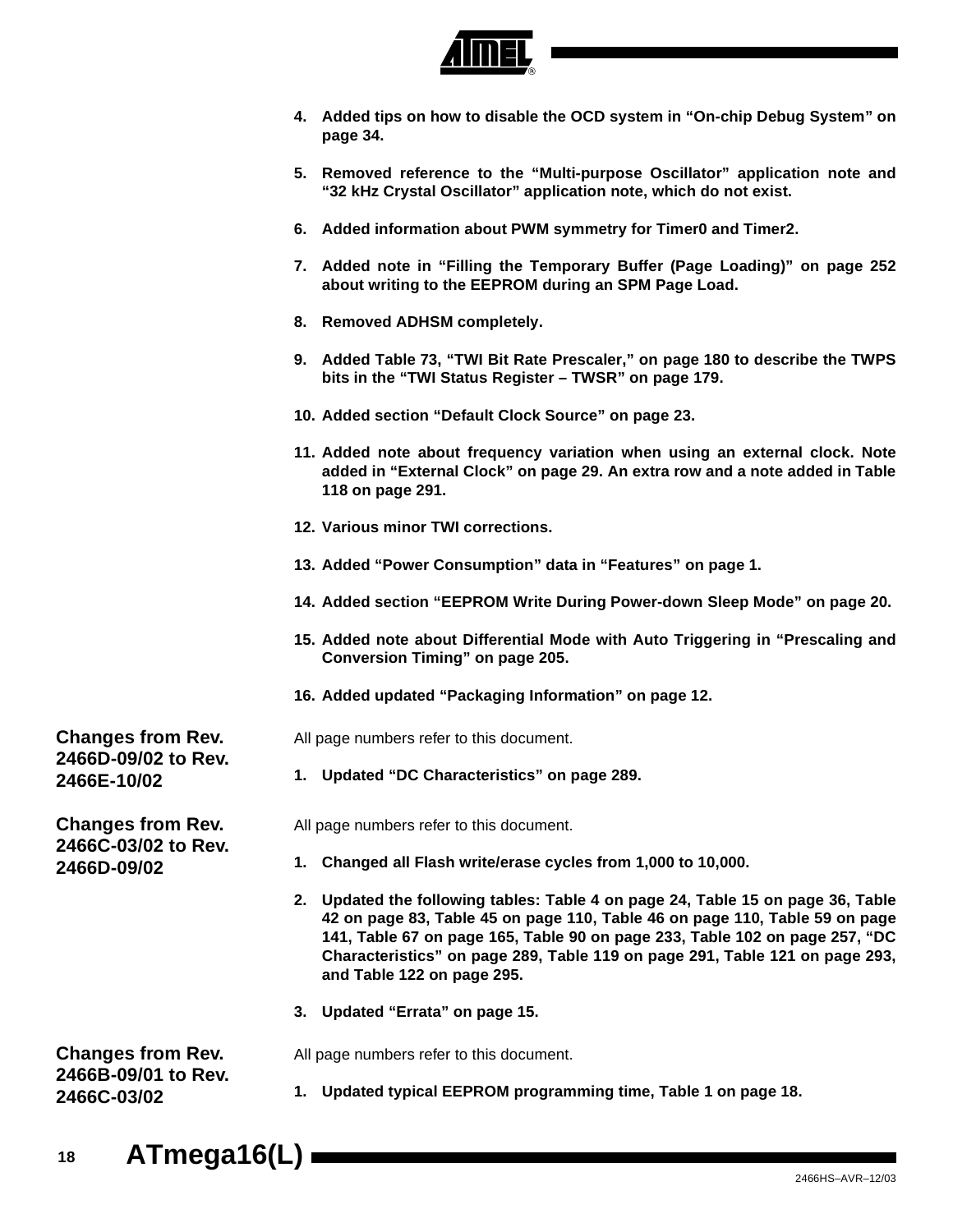4. **Added tips on how to disable the OCD system in "On-chip Debug System" on page 34.**

5. **Removed reference to the "Multi-purpose Oscillator" application note and "32 kHz Crystal Oscillator" application note, which do not exist.**

6. **Added information about PWM symmetry for Timer0 and Timer2.**

7. **Added note in "Filling the Temporary Buffer (Page Loading)" on page 252 about writing to the EEPROM during an SPM Page Load.**

8. **Removed ADHSM completely.**

9. **Added Table 73, "TWI Bit Rate Prescaler," on page 180 to describe the TWPS bits in the "TWI Status Register – TWSR" on page 179.**

10. **Added section "Default Clock Source" on page 23.**

11. **Added note about frequency variation when using an external clock. Note added in "External Clock" on page 29. An extra row and a note added in Table 118 on page 291.**

12. **Various minor TWI corrections.**

13. **Added "Power Consumption" data in "Features" on page 1.**

14. **Added section "EEPROM Write During Power-down Sleep Mode" on page 20.**

15. **Added note about Differential Mode with Auto Triggering in "Prescaling and Conversion Timing" on page 205.**

16. **Added updated "Packaging Information" on page 12.**

## Changes from Rev. 2466D-09/02 to Rev. 2466E-10/02

All page numbers refer to this document.

1. **Updated "DC Characteristics" on page 289.**

## Changes from Rev. 2466C-03/02 to Rev. 2466D-09/02

All page numbers refer to this document.

1. **Changed all Flash write/erase cycles from 1,000 to 10,000.**

2. **Updated the following tables: Table 4 on page 24, Table 15 on page 36, Table 42 on page 83, Table 45 on page 110, Table 46 on page 110, Table 59 on page 141, Table 67 on page 165, Table 90 on page 233, Table 102 on page 257, "DC Characteristics" on page 289, Table 119 on page 291, Table 121 on page 293, and Table 122 on page 295.**

3. **Updated "Errata" on page 15.**

## Changes from Rev. 2466B-09/01 to Rev. 2466C-03/02

All page numbers refer to this document.

1. **Updated typical EEPROM programming time, Table 1 on page 18.**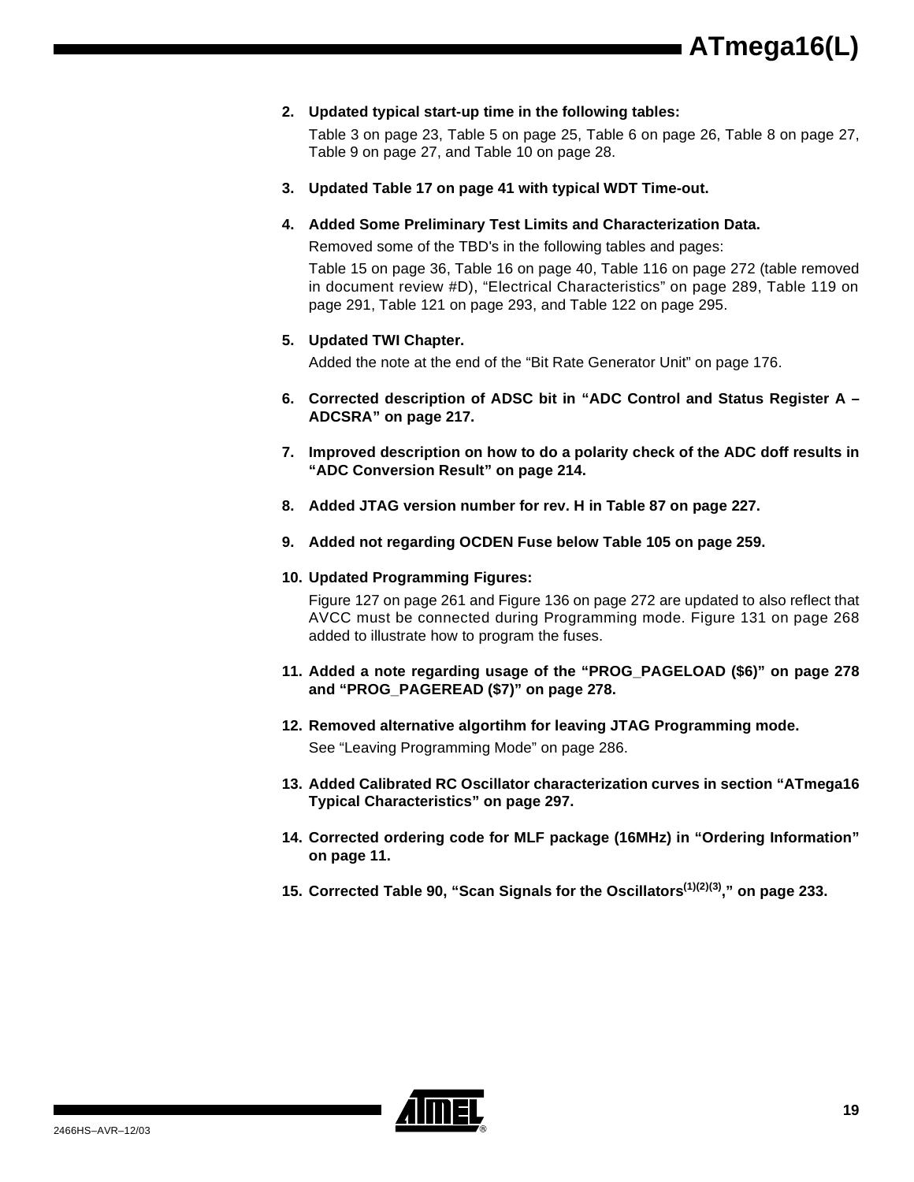2. **Updated typical start-up time in the following tables:**

   Table 3 on page 23, Table 5 on page 25, Table 6 on page 26, Table 8 on page 27, Table 9 on page 27, and Table 10 on page 28.

3. **Updated Table 17 on page 41 with typical WDT Time-out.**

4. **Added Some Preliminary Test Limits and Characterization Data.**

   Removed some of the TBD's in the following tables and pages:

   Table 15 on page 36, Table 16 on page 40, Table 116 on page 272 (table removed in document review #D), “Electrical Characteristics” on page 289, Table 119 on page 291, Table 121 on page 293, and Table 122 on page 295.

5. **Updated TWI Chapter.**

   Added the note at the end of the “Bit Rate Generator Unit” on page 176.

6. **Corrected description of ADSC bit in “ADC Control and Status Register A – ADCSRA” on page 217.**

7. **Improved description on how to do a polarity check of the ADC doff results in “ADC Conversion Result” on page 214.**

8. **Added JTAG version number for rev. H in Table 87 on page 227.**

9. **Added not regarding OCDEN Fuse below Table 105 on page 259.**

10. **Updated Programming Figures:**

    Figure 127 on page 261 and Figure 136 on page 272 are updated to also reflect that AVCC must be connected during Programming mode. Figure 131 on page 268 added to illustrate how to program the fuses.

11. **Added a note regarding usage of the “PROG_PAGELOAD ($6)” on page 278 and “PROG_PAGEREAD ($7)” on page 278.**

12. **Removed alternative algortihm for leaving JTAG Programming mode.**

    See “Leaving Programming Mode” on page 286.

13. **Added Calibrated RC Oscillator characterization curves in section “ATmega16 Typical Characteristics” on page 297.**

14. **Corrected ordering code for MLF package (16MHz) in “Ordering Information” on page 11.**

15. **Corrected Table 90, “Scan Signals for the Oscillators(1)(2)(3),” on page 233.**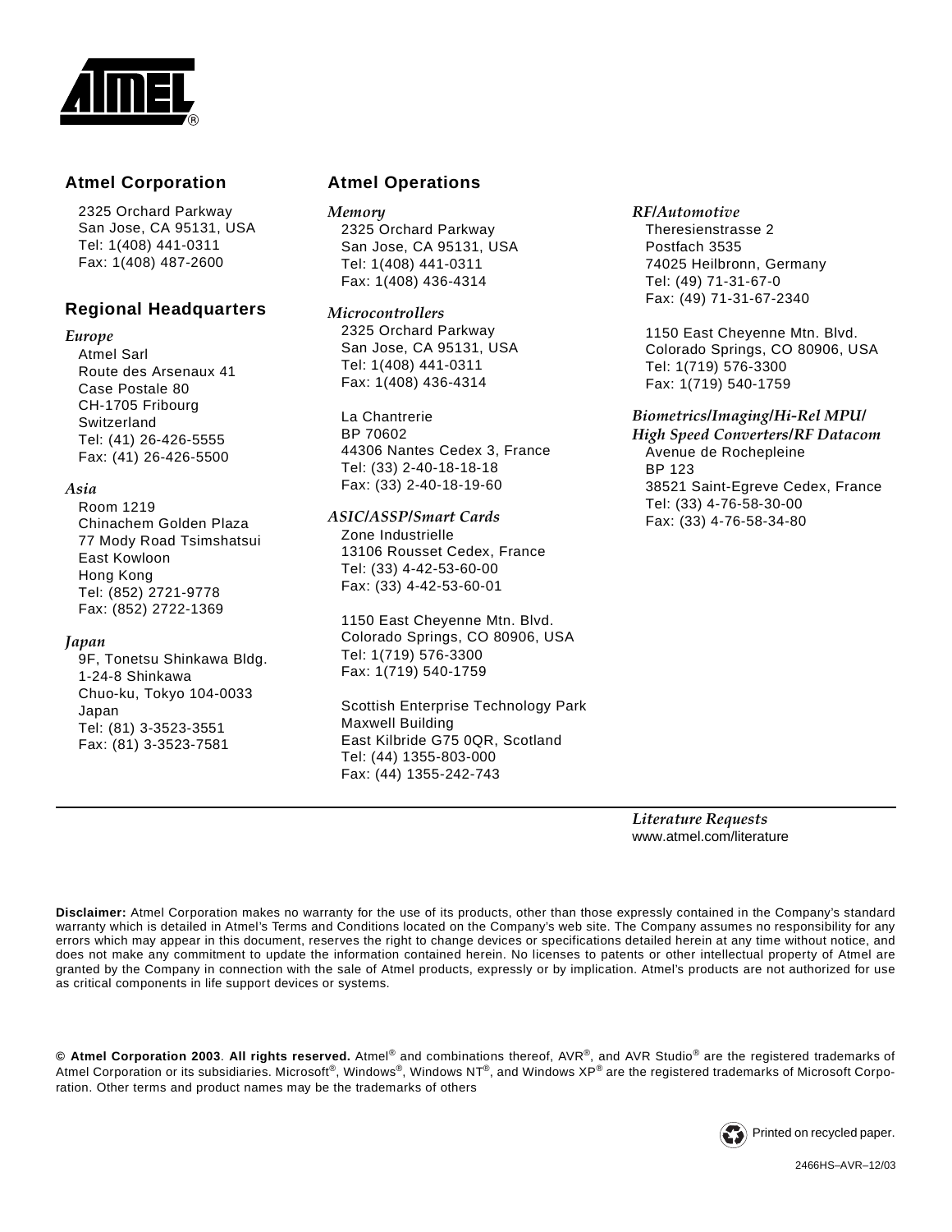## Atmel Corporation

2325 Orchard Parkway
San Jose, CA 95131, USA
Tel: 1(408) 441-0311
Fax: 1(408) 487-2600

## Regional Headquarters

*Europe*

Atmel Sarl
Route des Arsenaux 41
Case Postale 80
CH-1705 Fribourg
Switzerland
Tel: (41) 26-426-5555
Fax: (41) 26-426-5500

*Asia*

Room 1219
Chinachem Golden Plaza
77 Mody Road Tsimshatsui
East Kowloon
Hong Kong
Tel: (852) 2721-9778
Fax: (852) 2722-1369

*Japan*

9F, Tonetsu Shinkawa Bldg.
1-24-8 Shinkawa
Chuo-ku, Tokyo 104-0033
Japan
Tel: (81) 3-3523-3551
Fax: (81) 3-3523-7581

## Atmel Operations

*Memory*

2325 Orchard Parkway
San Jose, CA 95131, USA
Tel: 1(408) 441-0311
Fax: 1(408) 436-4314

*Microcontrollers*

2325 Orchard Parkway
San Jose, CA 95131, USA
Tel: 1(408) 441-0311
Fax: 1(408) 436-4314

La Chantrerie
BP 70602
44306 Nantes Cedex 3, France
Tel: (33) 2-40-18-18-18
Fax: (33) 2-40-18-19-60

*ASIC/ASSP/Smart Cards*

Zone Industrielle
13106 Rousset Cedex, France
Tel: (33) 4-42-53-60-00
Fax: (33) 4-42-53-60-01

1150 East Cheyenne Mtn. Blvd.
Colorado Springs, CO 80906, USA
Tel: 1(719) 576-3300
Fax: 1(719) 540-1759

Scottish Enterprise Technology Park
Maxwell Building
East Kilbride G75 0QR, Scotland
Tel: (44) 1355-803-000
Fax: (44) 1355-242-743

*RF/Automotive*

Theresienstrasse 2
Postfach 3535
74025 Heilbronn, Germany
Tel: (49) 71-31-67-0
Fax: (49) 71-31-67-2340

1150 East Cheyenne Mtn. Blvd.
Colorado Springs, CO 80906, USA
Tel: 1(719) 576-3300
Fax: 1(719) 540-1759

*Biometrics/Imaging/Hi-Rel MPU/ High Speed Converters/RF Datacom*

Avenue de Rochepleine
BP 123
38521 Saint-Egreve Cedex, France
Tel: (33) 4-76-58-30-00
Fax: (33) 4-76-58-34-80

---

*Literature Requests*
www.atmel.com/literature

**Disclaimer:** Atmel Corporation makes no warranty for the use of its products, other than those expressly contained in the Company's standard warranty which is detailed in Atmel's Terms and Conditions located on the Company's web site. The Company assumes no responsibility for any errors which may appear in this document, reserves the right to change devices or specifications detailed herein at any time without notice, and does not make any commitment to update the information contained herein. No licenses to patents or other intellectual property of Atmel are granted by the Company in connection with the sale of Atmel products, expressly or by implication. Atmel's products are not authorized for use as critical components in life support devices or systems.

**© Atmel Corporation 2003**. **All rights reserved.** Atmel® and combinations thereof, AVR®, and AVR Studio® are the registered trademarks of Atmel Corporation or its subsidiaries. Microsoft®, Windows®, Windows NT®, and Windows XP® are the registered trademarks of Microsoft Corporation. Other terms and product names may be the trademarks of others

Printed on recycled paper.

2466HS–AVR–12/03